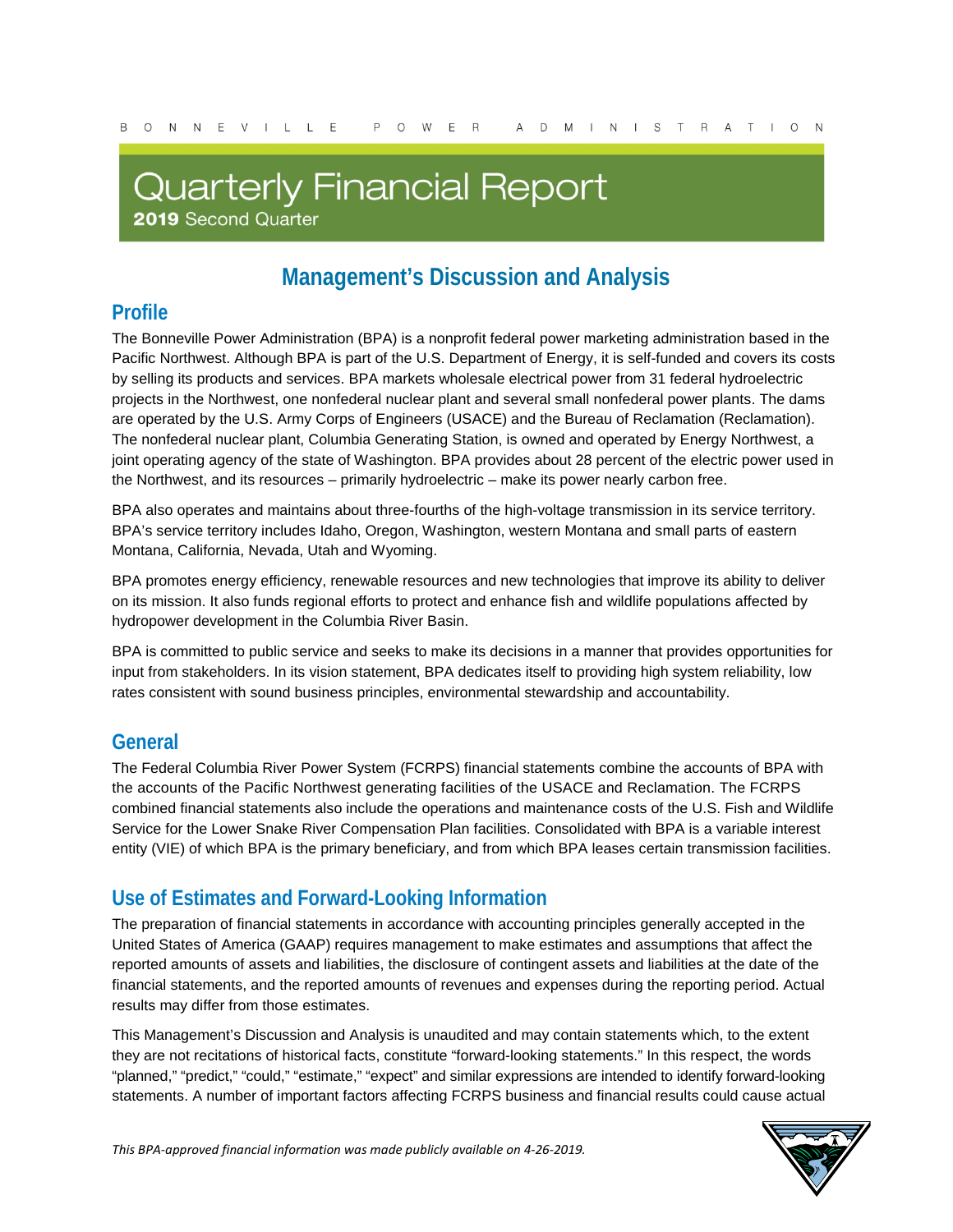BONNEVILLE POWER ADMINISTRATION

# Quarterly Financial Report

**2019** Second Quarter

## Management's Discussion and Analysis

### Profile

The Bonneville Power Administration (BPA) is a nonprofit federal power marketing administration based in the Pacific Northwest. Although BPA is part of the U.S. Department of Energy, it is self-funded and covers its costs by selling its products and services. BPA markets wholesale electrical power from 31 federal hydroelectric projects in the Northwest, one nonfederal nuclear plant and several small nonfederal power plants. The dams are operated by the U.S. Army Corps of Engineers (USACE) and the Bureau of Reclamation (Reclamation). The nonfederal nuclear plant, Columbia Generating Station, is owned and operated by Energy Northwest, a joint operating agency of the state of Washington. BPA provides about 28 percent of the electric power used in the Northwest, and its resources – primarily hydroelectric – make its power nearly carbon free.

BPA also operates and maintains about three-fourths of the high-voltage transmission in its service territory. BPA's service territory includes Idaho, Oregon, Washington, western Montana and small parts of eastern Montana, California, Nevada, Utah and Wyoming.

BPA promotes energy efficiency, renewable resources and new technologies that improve its ability to deliver on its mission. It also funds regional efforts to protect and enhance fish and wildlife populations affected by hydropower development in the Columbia River Basin.

BPA is committed to public service and seeks to make its decisions in a manner that provides opportunities for input from stakeholders. In its vision statement, BPA dedicates itself to providing high system reliability, low rates consistent with sound business principles, environmental stewardship and accountability.

### General

The Federal Columbia River Power System (FCRPS) financial statements combine the accounts of BPA with the accounts of the Pacific Northwest generating facilities of the USACE and Reclamation. The FCRPS combined financial statements also include the operations and maintenance costs of the U.S. Fish and Wildlife Service for the Lower Snake River Compensation Plan facilities. Consolidated with BPA is a variable interest entity (VIE) of which BPA is the primary beneficiary, and from which BPA leases certain transmission facilities.

### Use of Estimates and Forward-Looking Information

The preparation of financial statements in accordance with accounting principles generally accepted in the United States of America (GAAP) requires management to make estimates and assumptions that affect the reported amounts of assets and liabilities, the disclosure of contingent assets and liabilities at the date of the financial statements, and the reported amounts of revenues and expenses during the reporting period. Actual results may differ from those estimates.

This Management's Discussion and Analysis is unaudited and may contain statements which, to the extent they are not recitations of historical facts, constitute "forward-looking statements." In this respect, the words "planned," "predict," "could," "estimate," "expect" and similar expressions are intended to identify forward-looking statements. A number of important factors affecting FCRPS business and financial results could cause actual

*This BPA-approved financial information was made publicly available on 4-26-2019.*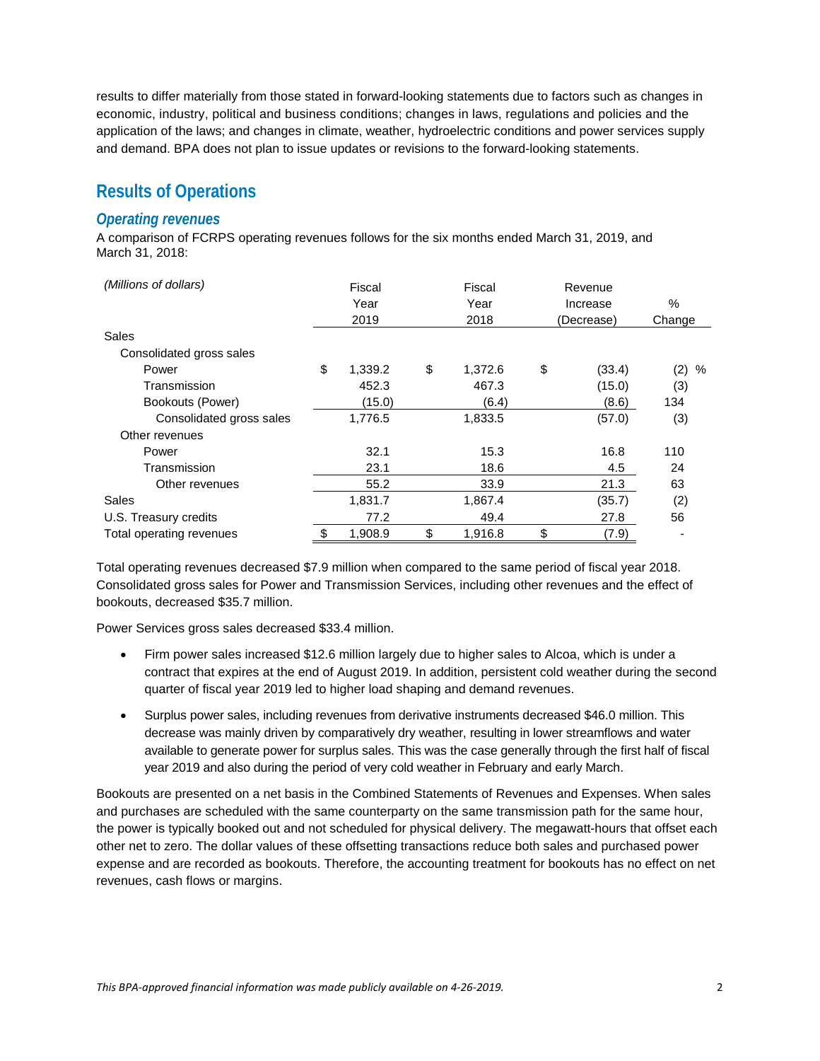results to differ materially from those stated in forward-looking statements due to factors such as changes in economic, industry, political and business conditions; changes in laws, regulations and policies and the application of the laws; and changes in climate, weather, hydroelectric conditions and power services supply and demand. BPA does not plan to issue updates or revisions to the forward-looking statements.

## Results of Operations

### *Operating revenues*

A comparison of FCRPS operating revenues follows for the six months ended March 31, 2019, and March 31, 2018:

| *(Millions of dollars)* | Fiscal Year 2019 | Fiscal Year 2018 | Revenue Increase (Decrease) | % Change |
|---|---|---|---|---|
| Sales | | | | |
| Consolidated gross sales | | | | |
| Power | $ 1,339.2 | $ 1,372.6 | $ (33.4) | (2) % |
| Transmission | 452.3 | 467.3 | (15.0) | (3) |
| Bookouts (Power) | (15.0) | (6.4) | (8.6) | 134 |
| Consolidated gross sales | 1,776.5 | 1,833.5 | (57.0) | (3) |
| Other revenues | | | | |
| Power | 32.1 | 15.3 | 16.8 | 110 |
| Transmission | 23.1 | 18.6 | 4.5 | 24 |
| Other revenues | 55.2 | 33.9 | 21.3 | 63 |
| Sales | 1,831.7 | 1,867.4 | (35.7) | (2) |
| U.S. Treasury credits | 77.2 | 49.4 | 27.8 | 56 |
| Total operating revenues | $ 1,908.9 | $ 1,916.8 | $ (7.9) | - |

Total operating revenues decreased $7.9 million when compared to the same period of fiscal year 2018. Consolidated gross sales for Power and Transmission Services, including other revenues and the effect of bookouts, decreased $35.7 million.

Power Services gross sales decreased $33.4 million.

- Firm power sales increased $12.6 million largely due to higher sales to Alcoa, which is under a contract that expires at the end of August 2019. In addition, persistent cold weather during the second quarter of fiscal year 2019 led to higher load shaping and demand revenues.
- Surplus power sales, including revenues from derivative instruments decreased $46.0 million. This decrease was mainly driven by comparatively dry weather, resulting in lower streamflows and water available to generate power for surplus sales. This was the case generally through the first half of fiscal year 2019 and also during the period of very cold weather in February and early March.

Bookouts are presented on a net basis in the Combined Statements of Revenues and Expenses. When sales and purchases are scheduled with the same counterparty on the same transmission path for the same hour, the power is typically booked out and not scheduled for physical delivery. The megawatt-hours that offset each other net to zero. The dollar values of these offsetting transactions reduce both sales and purchased power expense and are recorded as bookouts. Therefore, the accounting treatment for bookouts has no effect on net revenues, cash flows or margins.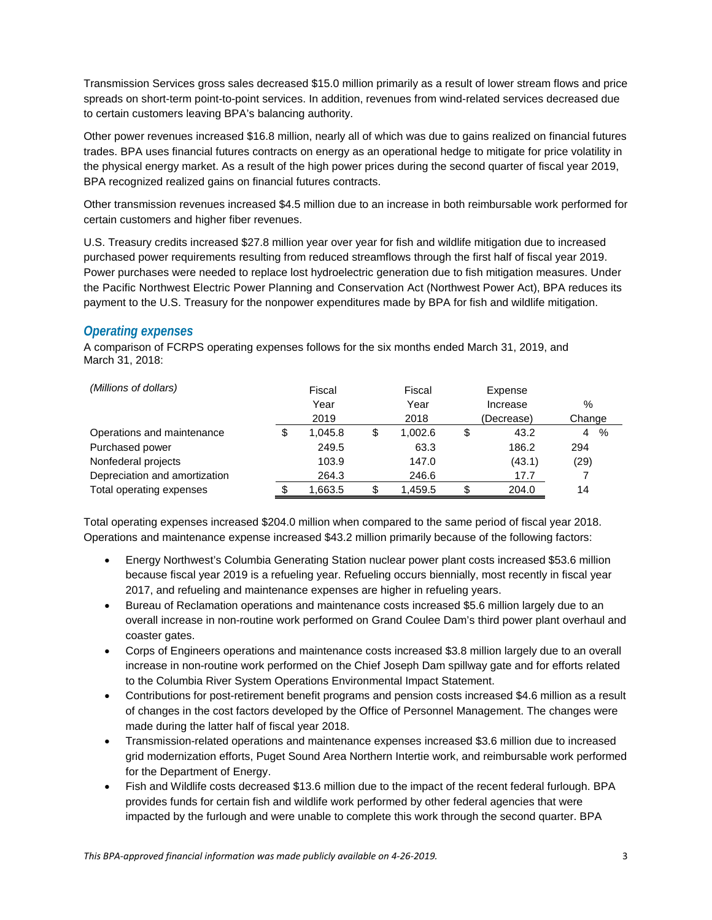Transmission Services gross sales decreased $15.0 million primarily as a result of lower stream flows and price spreads on short-term point-to-point services. In addition, revenues from wind-related services decreased due to certain customers leaving BPA's balancing authority.

Other power revenues increased $16.8 million, nearly all of which was due to gains realized on financial futures trades. BPA uses financial futures contracts on energy as an operational hedge to mitigate for price volatility in the physical energy market. As a result of the high power prices during the second quarter of fiscal year 2019, BPA recognized realized gains on financial futures contracts.

Other transmission revenues increased $4.5 million due to an increase in both reimbursable work performed for certain customers and higher fiber revenues.

U.S. Treasury credits increased $27.8 million year over year for fish and wildlife mitigation due to increased purchased power requirements resulting from reduced streamflows through the first half of fiscal year 2019. Power purchases were needed to replace lost hydroelectric generation due to fish mitigation measures. Under the Pacific Northwest Electric Power Planning and Conservation Act (Northwest Power Act), BPA reduces its payment to the U.S. Treasury for the nonpower expenditures made by BPA for fish and wildlife mitigation.

## *Operating expenses*

A comparison of FCRPS operating expenses follows for the six months ended March 31, 2019, and March 31, 2018:

| *(Millions of dollars)* | Fiscal Year 2019 | Fiscal Year 2018 | Expense Increase (Decrease) | % Change |
|---|---|---|---|---|
| Operations and maintenance | $ 1,045.8 | $ 1,002.6 | $ 43.2 | 4 % |
| Purchased power | 249.5 | 63.3 | 186.2 | 294 |
| Nonfederal projects | 103.9 | 147.0 | (43.1) | (29) |
| Depreciation and amortization | 264.3 | 246.6 | 17.7 | 7 |
| Total operating expenses | $ 1,663.5 | $ 1,459.5 | $ 204.0 | 14 |

Total operating expenses increased $204.0 million when compared to the same period of fiscal year 2018. Operations and maintenance expense increased $43.2 million primarily because of the following factors:

- Energy Northwest's Columbia Generating Station nuclear power plant costs increased $53.6 million because fiscal year 2019 is a refueling year. Refueling occurs biennially, most recently in fiscal year 2017, and refueling and maintenance expenses are higher in refueling years.
- Bureau of Reclamation operations and maintenance costs increased $5.6 million largely due to an overall increase in non-routine work performed on Grand Coulee Dam's third power plant overhaul and coaster gates.
- Corps of Engineers operations and maintenance costs increased $3.8 million largely due to an overall increase in non-routine work performed on the Chief Joseph Dam spillway gate and for efforts related to the Columbia River System Operations Environmental Impact Statement.
- Contributions for post-retirement benefit programs and pension costs increased $4.6 million as a result of changes in the cost factors developed by the Office of Personnel Management. The changes were made during the latter half of fiscal year 2018.
- Transmission-related operations and maintenance expenses increased $3.6 million due to increased grid modernization efforts, Puget Sound Area Northern Intertie work, and reimbursable work performed for the Department of Energy.
- Fish and Wildlife costs decreased $13.6 million due to the impact of the recent federal furlough. BPA provides funds for certain fish and wildlife work performed by other federal agencies that were impacted by the furlough and were unable to complete this work through the second quarter. BPA

*This BPA-approved financial information was made publicly available on 4-26-2019.*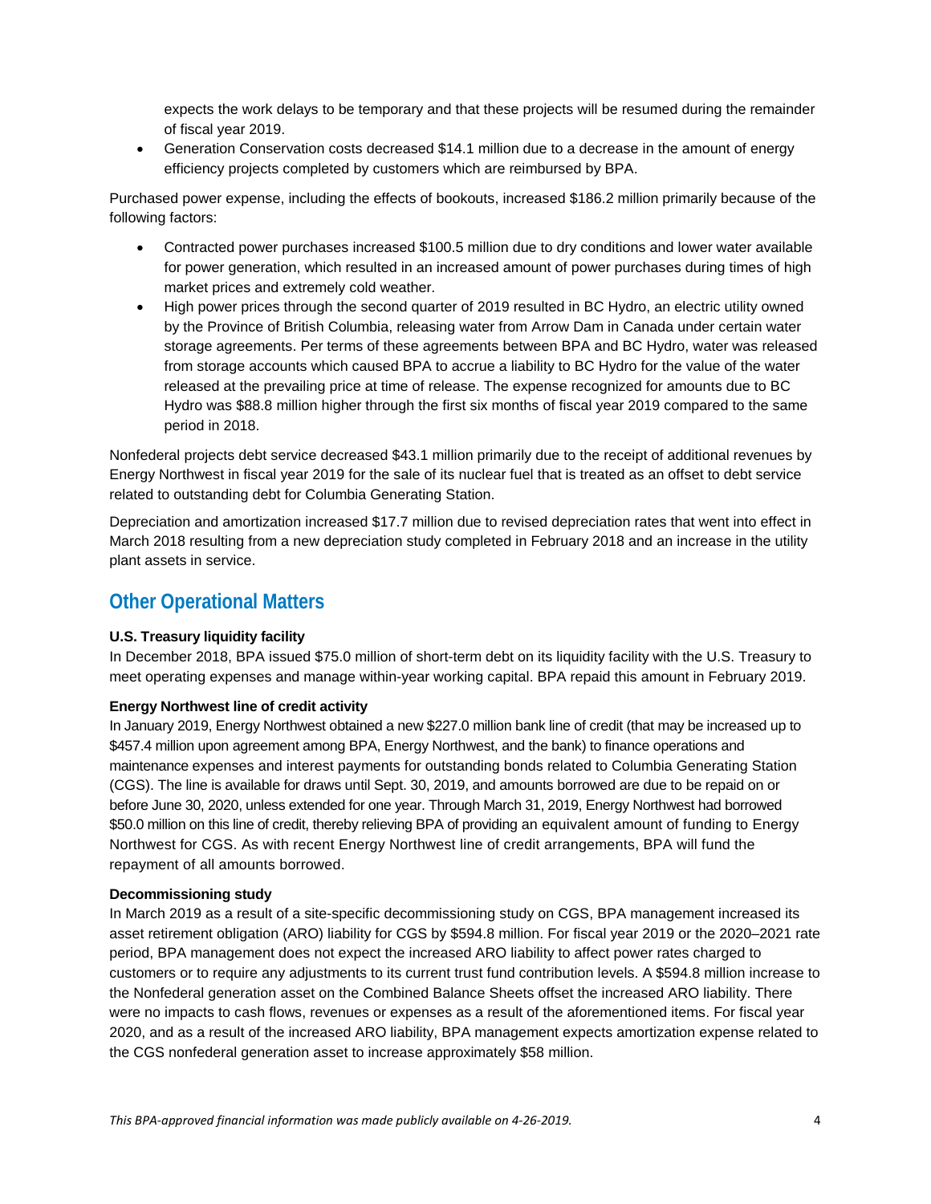expects the work delays to be temporary and that these projects will be resumed during the remainder of fiscal year 2019.

- Generation Conservation costs decreased $14.1 million due to a decrease in the amount of energy efficiency projects completed by customers which are reimbursed by BPA.

Purchased power expense, including the effects of bookouts, increased $186.2 million primarily because of the following factors:

- Contracted power purchases increased $100.5 million due to dry conditions and lower water available for power generation, which resulted in an increased amount of power purchases during times of high market prices and extremely cold weather.
- High power prices through the second quarter of 2019 resulted in BC Hydro, an electric utility owned by the Province of British Columbia, releasing water from Arrow Dam in Canada under certain water storage agreements. Per terms of these agreements between BPA and BC Hydro, water was released from storage accounts which caused BPA to accrue a liability to BC Hydro for the value of the water released at the prevailing price at time of release. The expense recognized for amounts due to BC Hydro was $88.8 million higher through the first six months of fiscal year 2019 compared to the same period in 2018.

Nonfederal projects debt service decreased $43.1 million primarily due to the receipt of additional revenues by Energy Northwest in fiscal year 2019 for the sale of its nuclear fuel that is treated as an offset to debt service related to outstanding debt for Columbia Generating Station.

Depreciation and amortization increased $17.7 million due to revised depreciation rates that went into effect in March 2018 resulting from a new depreciation study completed in February 2018 and an increase in the utility plant assets in service.

## Other Operational Matters

**U.S. Treasury liquidity facility**

In December 2018, BPA issued $75.0 million of short-term debt on its liquidity facility with the U.S. Treasury to meet operating expenses and manage within-year working capital. BPA repaid this amount in February 2019.

**Energy Northwest line of credit activity**

In January 2019, Energy Northwest obtained a new $227.0 million bank line of credit (that may be increased up to $457.4 million upon agreement among BPA, Energy Northwest, and the bank) to finance operations and maintenance expenses and interest payments for outstanding bonds related to Columbia Generating Station (CGS). The line is available for draws until Sept. 30, 2019, and amounts borrowed are due to be repaid on or before June 30, 2020, unless extended for one year. Through March 31, 2019, Energy Northwest had borrowed $50.0 million on this line of credit, thereby relieving BPA of providing an equivalent amount of funding to Energy Northwest for CGS. As with recent Energy Northwest line of credit arrangements, BPA will fund the repayment of all amounts borrowed.

**Decommissioning study**

In March 2019 as a result of a site-specific decommissioning study on CGS, BPA management increased its asset retirement obligation (ARO) liability for CGS by $594.8 million. For fiscal year 2019 or the 2020–2021 rate period, BPA management does not expect the increased ARO liability to affect power rates charged to customers or to require any adjustments to its current trust fund contribution levels. A $594.8 million increase to the Nonfederal generation asset on the Combined Balance Sheets offset the increased ARO liability. There were no impacts to cash flows, revenues or expenses as a result of the aforementioned items. For fiscal year 2020, and as a result of the increased ARO liability, BPA management expects amortization expense related to the CGS nonfederal generation asset to increase approximately $58 million.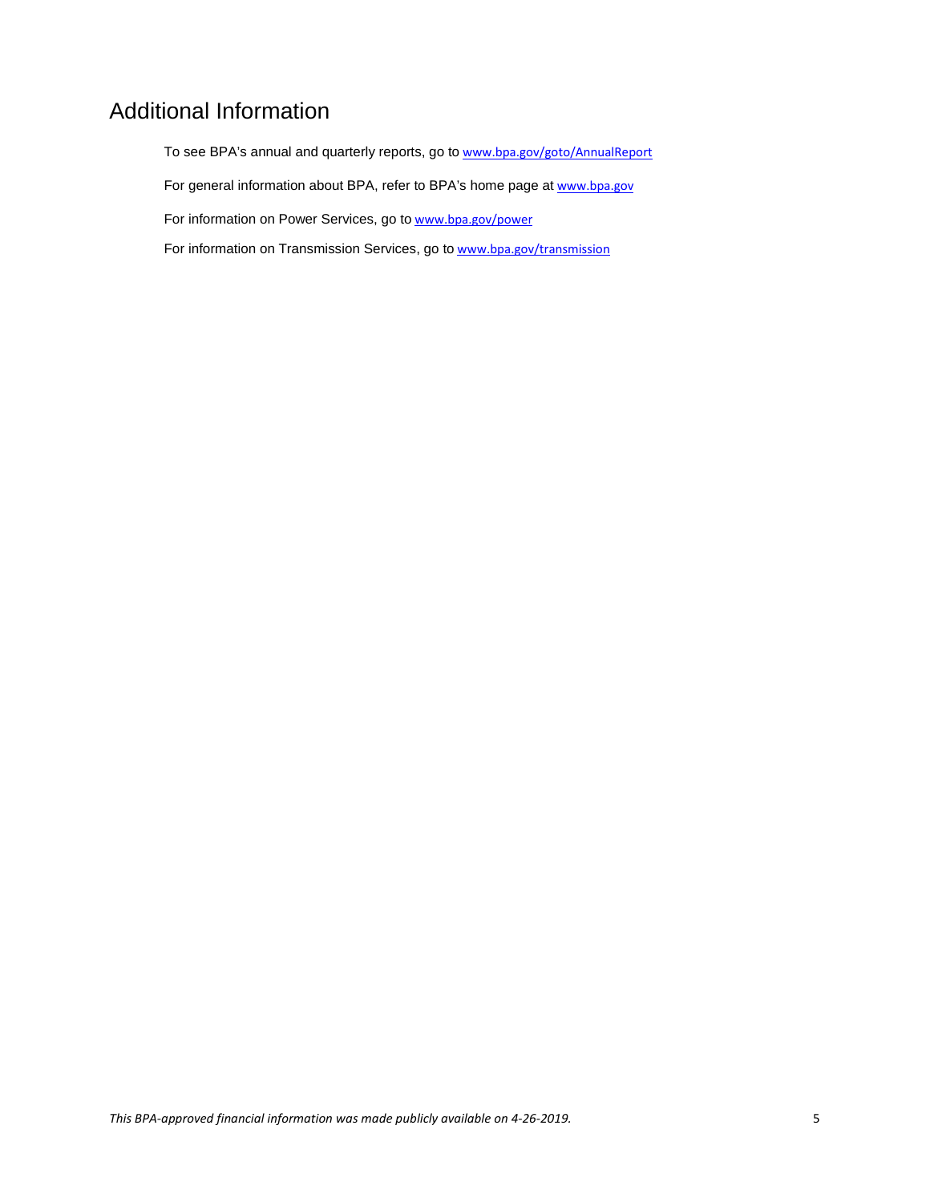# Additional Information

To see BPA's annual and quarterly reports, go to www.bpa.gov/goto/AnnualReport

For general information about BPA, refer to BPA's home page at www.bpa.gov

For information on Power Services, go to www.bpa.gov/power

For information on Transmission Services, go to www.bpa.gov/transmission

*This BPA-approved financial information was made publicly available on 4-26-2019.*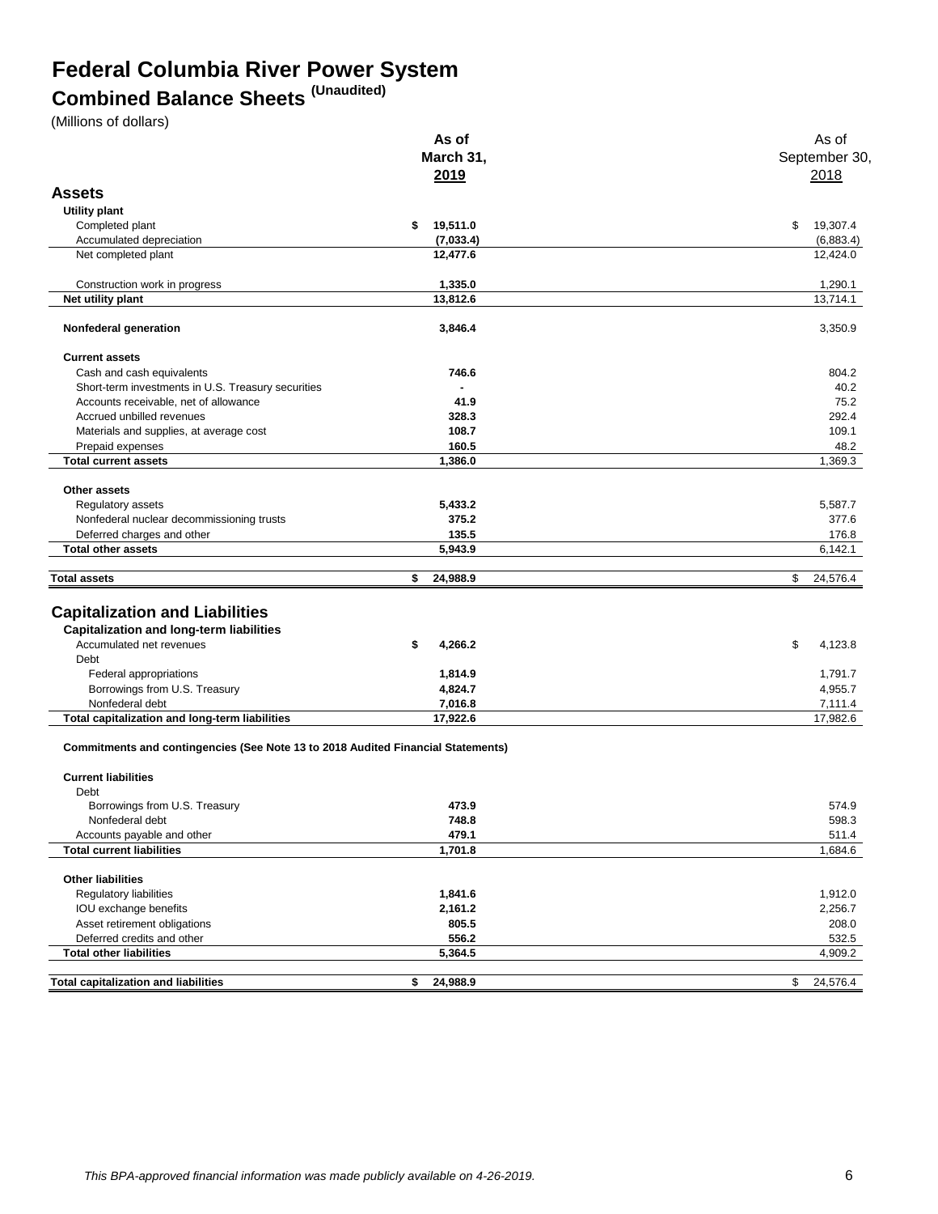# Federal Columbia River Power System

## Combined Balance Sheets (Unaudited)

(Millions of dollars)

| | As of March 31, 2019 | As of September 30, 2018 |
|---|---|---|
| **Assets** | | |
| **Utility plant** | | |
| Completed plant | $ 19,511.0 | $ 19,307.4 |
| Accumulated depreciation | (7,033.4) | (6,883.4) |
| Net completed plant | 12,477.6 | 12,424.0 |
| Construction work in progress | 1,335.0 | 1,290.1 |
| **Net utility plant** | 13,812.6 | 13,714.1 |
| **Nonfederal generation** | 3,846.4 | 3,350.9 |
| **Current assets** | | |
| Cash and cash equivalents | 746.6 | 804.2 |
| Short-term investments in U.S. Treasury securities | - | 40.2 |
| Accounts receivable, net of allowance | 41.9 | 75.2 |
| Accrued unbilled revenues | 328.3 | 292.4 |
| Materials and supplies, at average cost | 108.7 | 109.1 |
| Prepaid expenses | 160.5 | 48.2 |
| **Total current assets** | 1,386.0 | 1,369.3 |
| **Other assets** | | |
| Regulatory assets | 5,433.2 | 5,587.7 |
| Nonfederal nuclear decommissioning trusts | 375.2 | 377.6 |
| Deferred charges and other | 135.5 | 176.8 |
| **Total other assets** | 5,943.9 | 6,142.1 |
| **Total assets** | $ 24,988.9 | $ 24,576.4 |
| **Capitalization and Liabilities** | | |
| **Capitalization and long-term liabilities** | | |
| Accumulated net revenues | $ 4,266.2 | $ 4,123.8 |
| Debt | | |
| Federal appropriations | 1,814.9 | 1,791.7 |
| Borrowings from U.S. Treasury | 4,824.7 | 4,955.7 |
| Nonfederal debt | 7,016.8 | 7,111.4 |
| **Total capitalization and long-term liabilities** | 17,922.6 | 17,982.6 |
| **Commitments and contingencies (See Note 13 to 2018 Audited Financial Statements)** | | |
| **Current liabilities** | | |
| Debt | | |
| Borrowings from U.S. Treasury | 473.9 | 574.9 |
| Nonfederal debt | 748.8 | 598.3 |
| Accounts payable and other | 479.1 | 511.4 |
| **Total current liabilities** | 1,701.8 | 1,684.6 |
| **Other liabilities** | | |
| Regulatory liabilities | 1,841.6 | 1,912.0 |
| IOU exchange benefits | 2,161.2 | 2,256.7 |
| Asset retirement obligations | 805.5 | 208.0 |
| Deferred credits and other | 556.2 | 532.5 |
| **Total other liabilities** | 5,364.5 | 4,909.2 |
| **Total capitalization and liabilities** | $ 24,988.9 | $ 24,576.4 |

*This BPA-approved financial information was made publicly available on 4-26-2019.*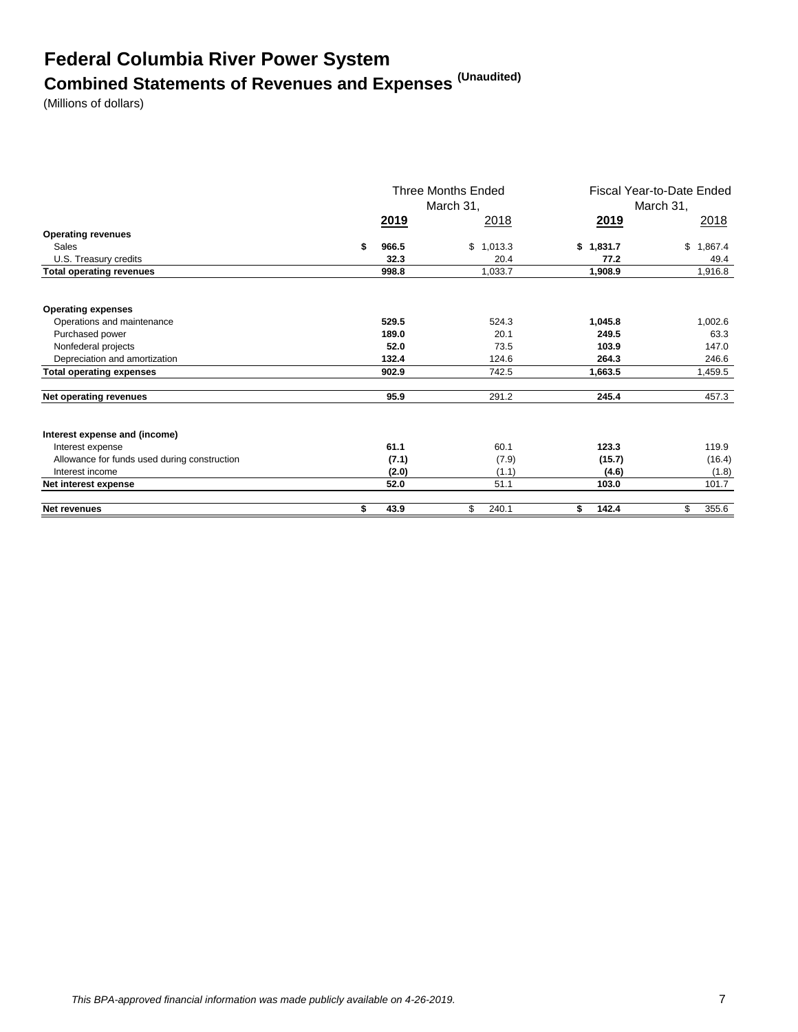# Federal Columbia River Power System

## Combined Statements of Revenues and Expenses (Unaudited)

(Millions of dollars)

| | Three Months Ended March 31, | | Fiscal Year-to-Date Ended March 31, | |
|---|---|---|---|---|
| | **2019** | 2018 | **2019** | 2018 |
| **Operating revenues** | | | | |
| Sales | **$ 966.5** | $ 1,013.3 | **$ 1,831.7** | $ 1,867.4 |
| U.S. Treasury credits | **32.3** | 20.4 | **77.2** | 49.4 |
| **Total operating revenues** | **998.8** | 1,033.7 | **1,908.9** | 1,916.8 |
| **Operating expenses** | | | | |
| Operations and maintenance | **529.5** | 524.3 | **1,045.8** | 1,002.6 |
| Purchased power | **189.0** | 20.1 | **249.5** | 63.3 |
| Nonfederal projects | **52.0** | 73.5 | **103.9** | 147.0 |
| Depreciation and amortization | **132.4** | 124.6 | **264.3** | 246.6 |
| **Total operating expenses** | **902.9** | 742.5 | **1,663.5** | 1,459.5 |
| **Net operating revenues** | **95.9** | 291.2 | **245.4** | 457.3 |
| **Interest expense and (income)** | | | | |
| Interest expense | **61.1** | 60.1 | **123.3** | 119.9 |
| Allowance for funds used during construction | **(7.1)** | (7.9) | **(15.7)** | (16.4) |
| Interest income | **(2.0)** | (1.1) | **(4.6)** | (1.8) |
| **Net interest expense** | **52.0** | 51.1 | **103.0** | 101.7 |
| **Net revenues** | **$ 43.9** | $ 240.1 | **$ 142.4** | $ 355.6 |

*This BPA-approved financial information was made publicly available on 4-26-2019.*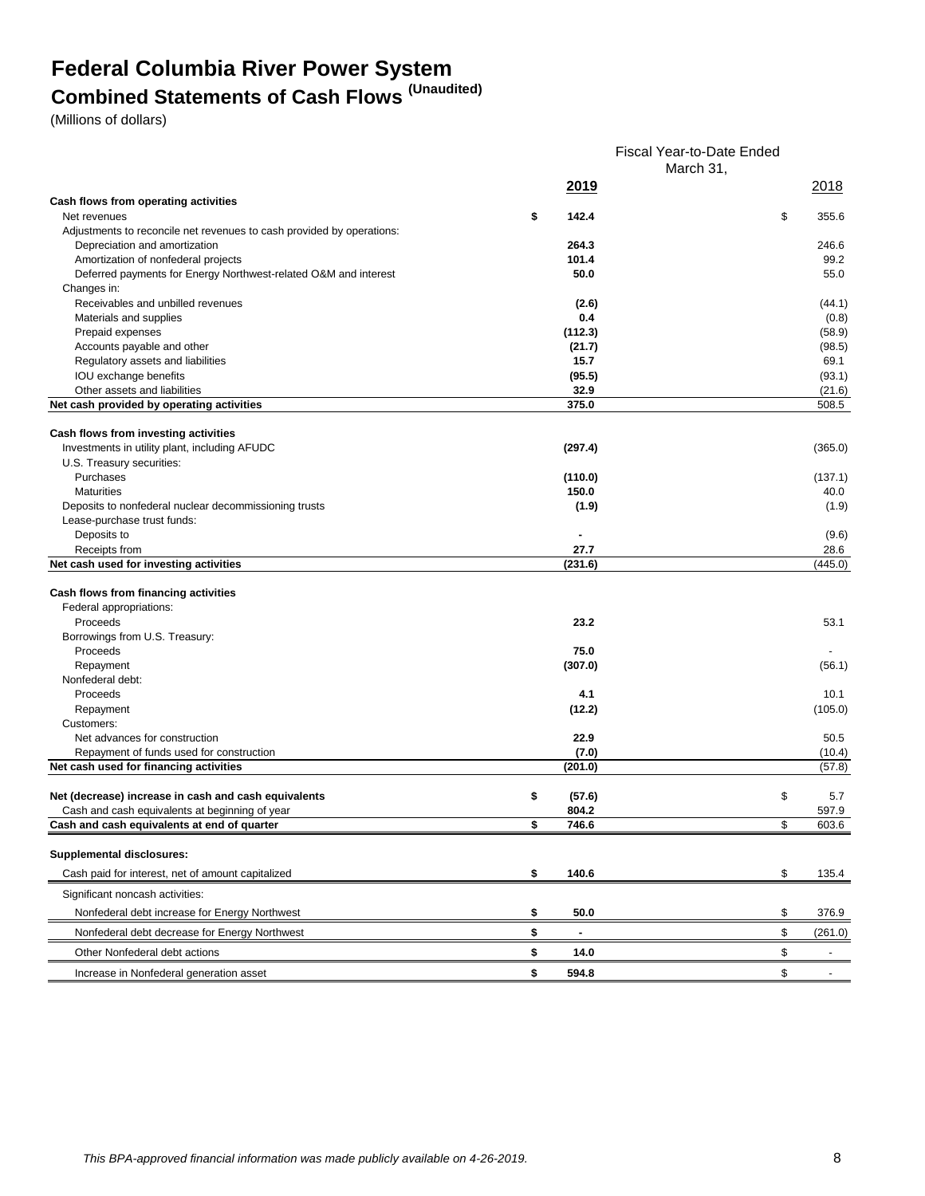# Federal Columbia River Power System

## Combined Statements of Cash Flows (Unaudited)

(Millions of dollars)

| | Fiscal Year-to-Date Ended March 31, 2019 | 2018 |
|---|---|---|
| **Cash flows from operating activities** | | |
| Net revenues | $ 142.4 | $ 355.6 |
| Adjustments to reconcile net revenues to cash provided by operations: | | |
| Depreciation and amortization | 264.3 | 246.6 |
| Amortization of nonfederal projects | 101.4 | 99.2 |
| Deferred payments for Energy Northwest-related O&M and interest | 50.0 | 55.0 |
| Changes in: | | |
| Receivables and unbilled revenues | (2.6) | (44.1) |
| Materials and supplies | 0.4 | (0.8) |
| Prepaid expenses | (112.3) | (58.9) |
| Accounts payable and other | (21.7) | (98.5) |
| Regulatory assets and liabilities | 15.7 | 69.1 |
| IOU exchange benefits | (95.5) | (93.1) |
| Other assets and liabilities | 32.9 | (21.6) |
| **Net cash provided by operating activities** | 375.0 | 508.5 |
| **Cash flows from investing activities** | | |
| Investments in utility plant, including AFUDC | (297.4) | (365.0) |
| U.S. Treasury securities: | | |
| Purchases | (110.0) | (137.1) |
| Maturities | 150.0 | 40.0 |
| Deposits to nonfederal nuclear decommissioning trusts | (1.9) | (1.9) |
| Lease-purchase trust funds: | | |
| Deposits to | - | (9.6) |
| Receipts from | 27.7 | 28.6 |
| **Net cash used for investing activities** | (231.6) | (445.0) |
| **Cash flows from financing activities** | | |
| Federal appropriations: | | |
| Proceeds | 23.2 | 53.1 |
| Borrowings from U.S. Treasury: | | |
| Proceeds | 75.0 | - |
| Repayment | (307.0) | (56.1) |
| Nonfederal debt: | | |
| Proceeds | 4.1 | 10.1 |
| Repayment | (12.2) | (105.0) |
| Customers: | | |
| Net advances for construction | 22.9 | 50.5 |
| Repayment of funds used for construction | (7.0) | (10.4) |
| **Net cash used for financing activities** | (201.0) | (57.8) |
| **Net (decrease) increase in cash and cash equivalents** | $ (57.6) | $ 5.7 |
| Cash and cash equivalents at beginning of year | 804.2 | 597.9 |
| **Cash and cash equivalents at end of quarter** | $ 746.6 | $ 603.6 |
| **Supplemental disclosures:** | | |
| Cash paid for interest, net of amount capitalized | $ 140.6 | $ 135.4 |
| Significant noncash activities: | | |
| Nonfederal debt increase for Energy Northwest | $ 50.0 | $ 376.9 |
| Nonfederal debt decrease for Energy Northwest | $ - | $ (261.0) |
| Other Nonfederal debt actions | $ 14.0 | $ - |
| Increase in Nonfederal generation asset | $ 594.8 | $ - |

*This BPA-approved financial information was made publicly available on 4-26-2019.*